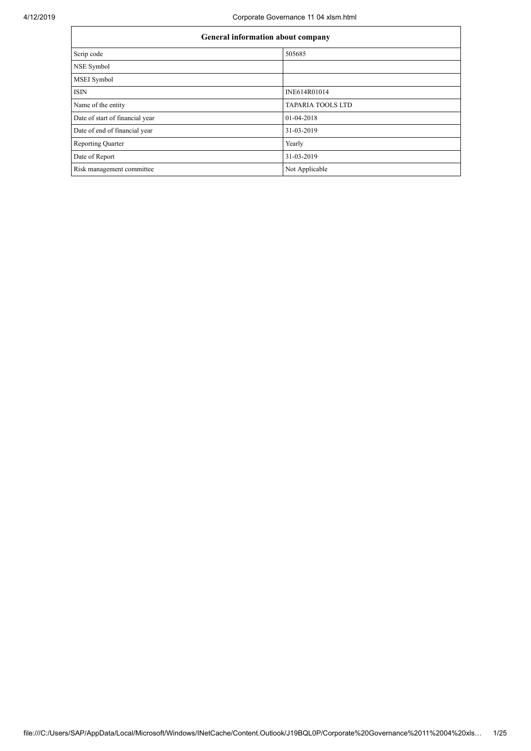| General information about company | |
| --- | --- |
| Scrip code | 505685 |
| NSE Symbol | |
| MSEI Symbol | |
| ISIN | INE614R01014 |
| Name of the entity | TAPARIA TOOLS LTD |
| Date of start of financial year | 01-04-2018 |
| Date of end of financial year | 31-03-2019 |
| Reporting Quarter | Yearly |
| Date of Report | 31-03-2019 |
| Risk management committee | Not Applicable |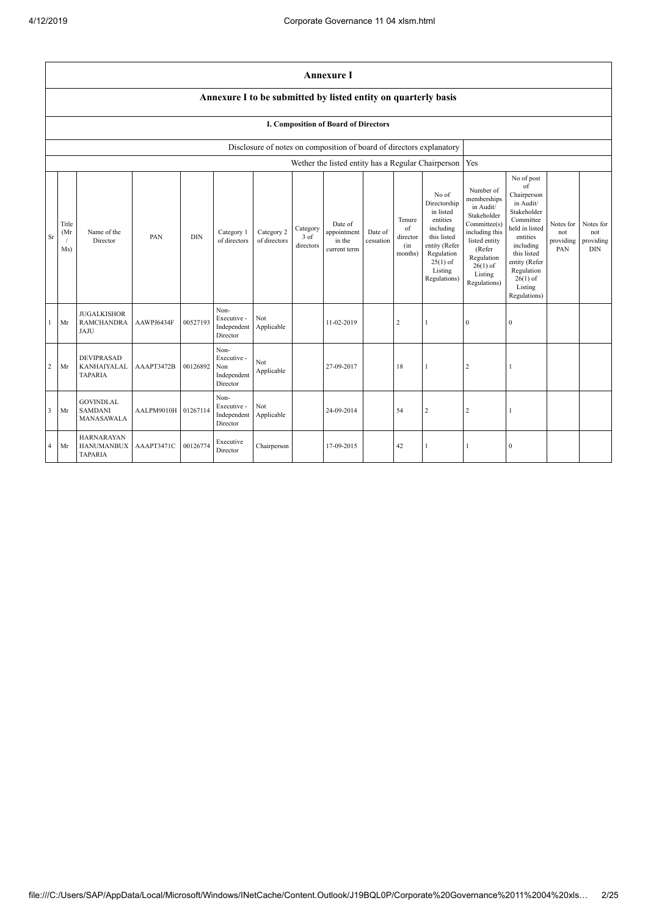# Annexure I

## Annexure I to be submitted by listed entity on quarterly basis

### I. Composition of Board of Directors

| Disclosure of notes on composition of board of directors explanatory | |
|---|---|
| Wether the listed entity has a Regular Chairperson | Yes |

| Sr | Title (Mr / Ms) | Name of the Director | PAN | DIN | Category 1 of directors | Category 2 of directors | Category 3 of directors | Date of appointment in the current term | Date of cessation | Tenure of director (in months) | No of Directorship in listed entities including this listed entity (Refer Regulation 25(1) of Listing Regulations) | Number of memberships in Audit/ Stakeholder Committee(s) including this listed entity (Refer Regulation 26(1) of Listing Regulations) | No of post of Chairperson in Audit/ Stakeholder Committee held in listed entities including this listed entity (Refer Regulation 26(1) of Listing Regulations) | Notes for not providing PAN | Notes for not providing DIN |
|---|---|---|---|---|---|---|---|---|---|---|---|---|---|---|---|
| 1 | Mr | JUGALKISHOR RAMCHANDRA JAJU | AAWPJ6434F | 00527193 | Non-Executive - Independent Director | Not Applicable | | 11-02-2019 | | 2 | 1 | 0 | 0 | | |
| 2 | Mr | DEVIPRASAD KANHAIYALAL TAPARIA | AAAPT3472B | 00126892 | Non-Executive - Non Independent Director | Not Applicable | | 27-09-2017 | | 18 | 1 | 2 | 1 | | |
| 3 | Mr | GOVINDLAL SAMDANI MANASAWALA | AALPM9010H | 01267114 | Non-Executive - Independent Director | Not Applicable | | 24-09-2014 | | 54 | 2 | 2 | 1 | | |
| 4 | Mr | HARNARAYAN HANUMANBUX TAPARIA | AAAPT3471C | 00126774 | Executive Director | Chairperson | | 17-09-2015 | | 42 | 1 | 1 | 0 | | |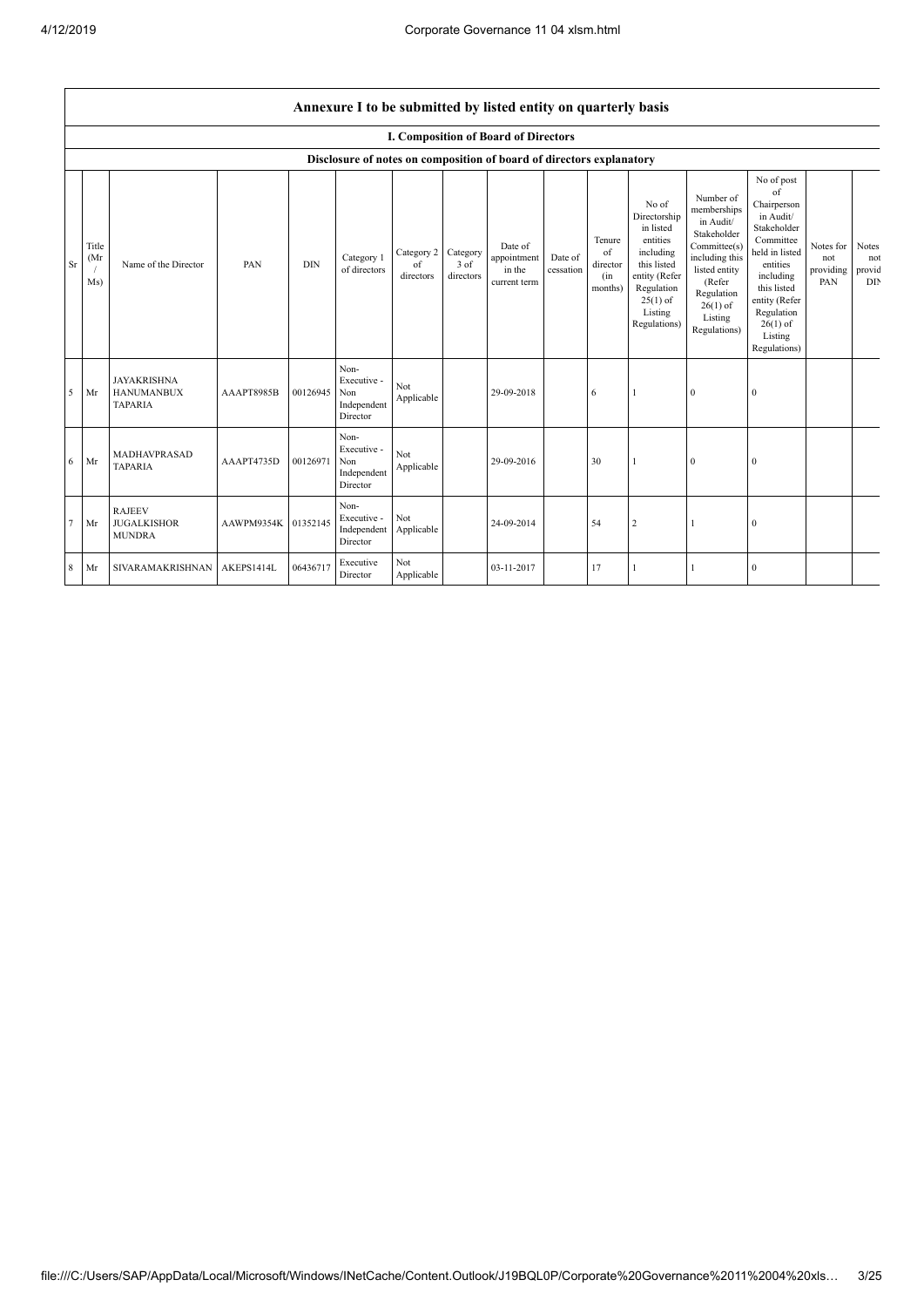## Annexure I to be submitted by listed entity on quarterly basis

### I. Composition of Board of Directors

#### Disclosure of notes on composition of board of directors explanatory

| Sr | Title (Mr / Ms) | Name of the Director | PAN | DIN | Category 1 of directors | Category 2 of directors | Category 3 of directors | Date of appointment in the current term | Date of cessation | Tenure of director (in months) | No of Directorship in listed entities including this listed entity (Refer Regulation 25(1) of Listing Regulations) | Number of memberships in Audit/ Stakeholder Committee(s) including this listed entity (Refer Regulation 26(1) of Listing Regulations) | No of post of Chairperson in Audit/ Stakeholder Committee held in listed entities including this listed entity (Refer Regulation 26(1) of Listing Regulations) | Notes for not providing PAN | Notes not provid DIN |
|---|---|---|---|---|---|---|---|---|---|---|---|---|---|---|---|
| 5 | Mr | JAYAKRISHNA HANUMANBUX TAPARIA | AAAPT8985B | 00126945 | Non-Executive - Non Independent Director | Not Applicable | | 29-09-2018 | | 6 | 1 | 0 | 0 | | |
| 6 | Mr | MADHAVPRASAD TAPARIA | AAAPT4735D | 00126971 | Non-Executive - Non Independent Director | Not Applicable | | 29-09-2016 | | 30 | 1 | 0 | 0 | | |
| 7 | Mr | RAJEEV JUGALKISHOR MUNDRA | AAWPM9354K | 01352145 | Non-Executive - Independent Director | Not Applicable | | 24-09-2014 | | 54 | 2 | 1 | 0 | | |
| 8 | Mr | SIVARAMAKRISHNAN | AKEPS1414L | 06436717 | Executive Director | Not Applicable | | 03-11-2017 | | 17 | 1 | 1 | 0 | | |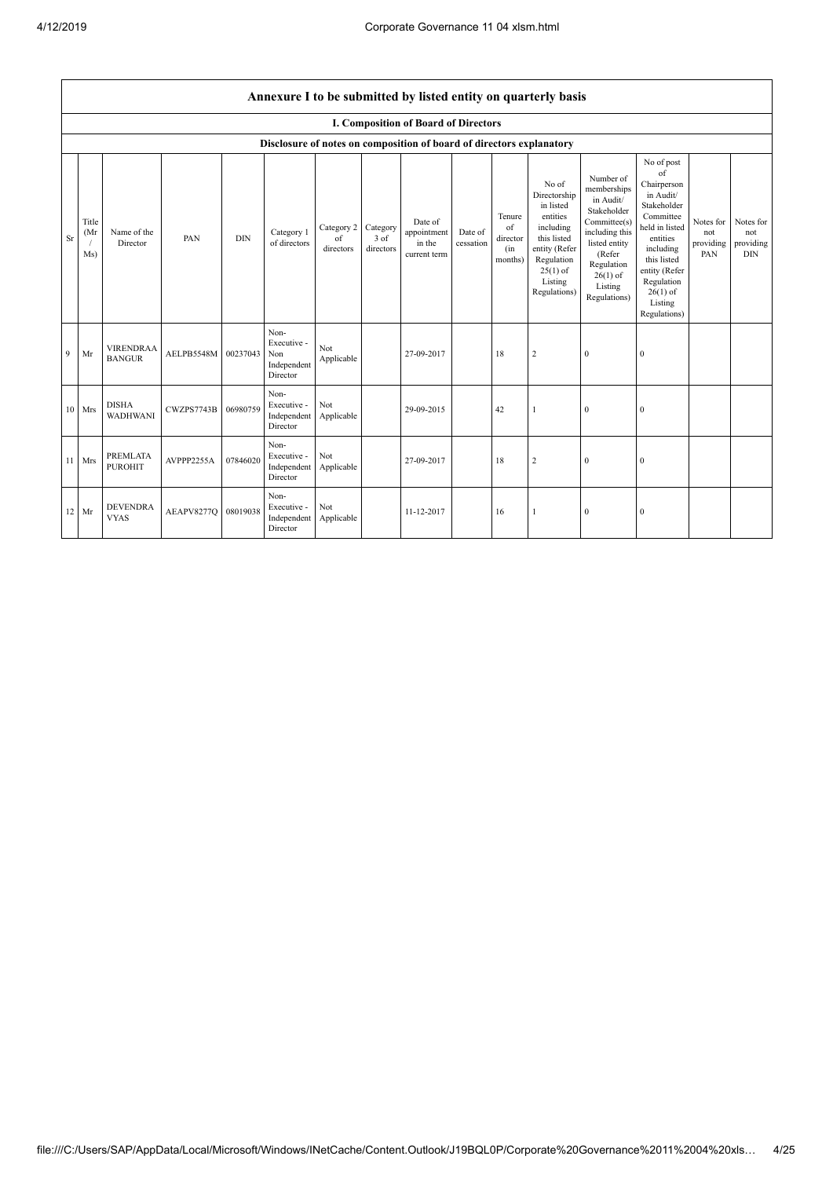| Annexure I to be submitted by listed entity on quarterly basis | | | | | | | | | | | | | | | | |
|---|---|---|---|---|---|---|---|---|---|---|---|---|---|---|---|---|
| I. Composition of Board of Directors | | | | | | | | | | | | | | | | |
| Disclosure of notes on composition of board of directors explanatory | | | | | | | | | | | | | | | | |
| Sr | Title (Mr / Ms) | Name of the Director | PAN | DIN | Category 1 of directors | Category 2 of directors | Category 3 of directors | Date of appointment in the current term | Date of cessation | Tenure of director (in months) | No of Directorship in listed entities including this listed entity (Refer Regulation 25(1) of Listing Regulations) | Number of memberships in Audit/ Stakeholder Committee(s) including this listed entity (Refer Regulation 26(1) of Listing Regulations) | No of post of Chairperson in Audit/ Stakeholder Committee held in listed entities including this listed entity (Refer Regulation 26(1) of Listing Regulations) | Notes for not providing PAN | Notes for not providing DIN |
| 9 | Mr | VIRENDRAA BANGUR | AELPB5548M | 00237043 | Non-Executive - Non Independent Director | Not Applicable | | 27-09-2017 | | 18 | 2 | 0 | 0 | | |
| 10 | Mrs | DISHA WADHWANI | CWZPS7743B | 06980759 | Non-Executive - Independent Director | Not Applicable | | 29-09-2015 | | 42 | 1 | 0 | 0 | | |
| 11 | Mrs | PREMLATA PUROHIT | AVPPP2255A | 07846020 | Non-Executive - Independent Director | Not Applicable | | 27-09-2017 | | 18 | 2 | 0 | 0 | | |
| 12 | Mr | DEVENDRA VYAS | AEAPV8277Q | 08019038 | Non-Executive - Independent Director | Not Applicable | | 11-12-2017 | | 16 | 1 | 0 | 0 | | |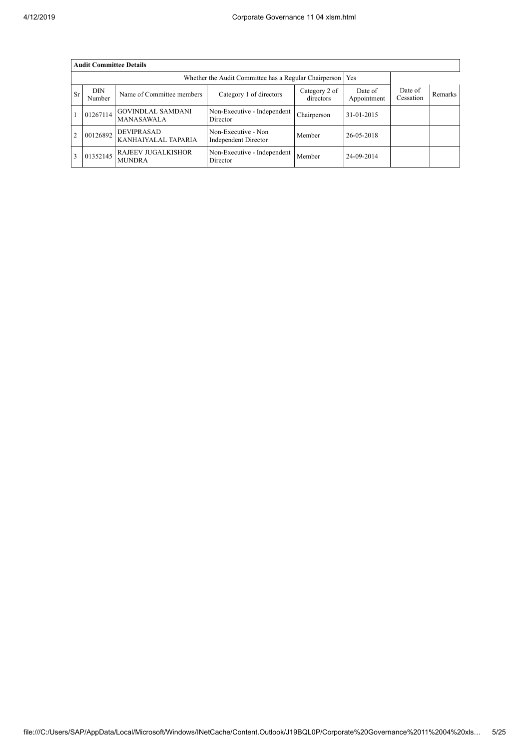| **Audit Committee Details** | | | | | | | |
|---|---|---|---|---|---|---|---|
| Whether the Audit Committee has a Regular Chairperson | | | | | Yes | | |
| Sr | DIN Number | Name of Committee members | Category 1 of directors | Category 2 of directors | Date of Appointment | Date of Cessation | Remarks |
| 1 | 01267114 | GOVINDLAL SAMDANI MANASAWALA | Non-Executive - Independent Director | Chairperson | 31-01-2015 | | |
| 2 | 00126892 | DEVIPRASAD KANHAIYALAL TAPARIA | Non-Executive - Non Independent Director | Member | 26-05-2018 | | |
| 3 | 01352145 | RAJEEV JUGALKISHOR MUNDRA | Non-Executive - Independent Director | Member | 24-09-2014 | | |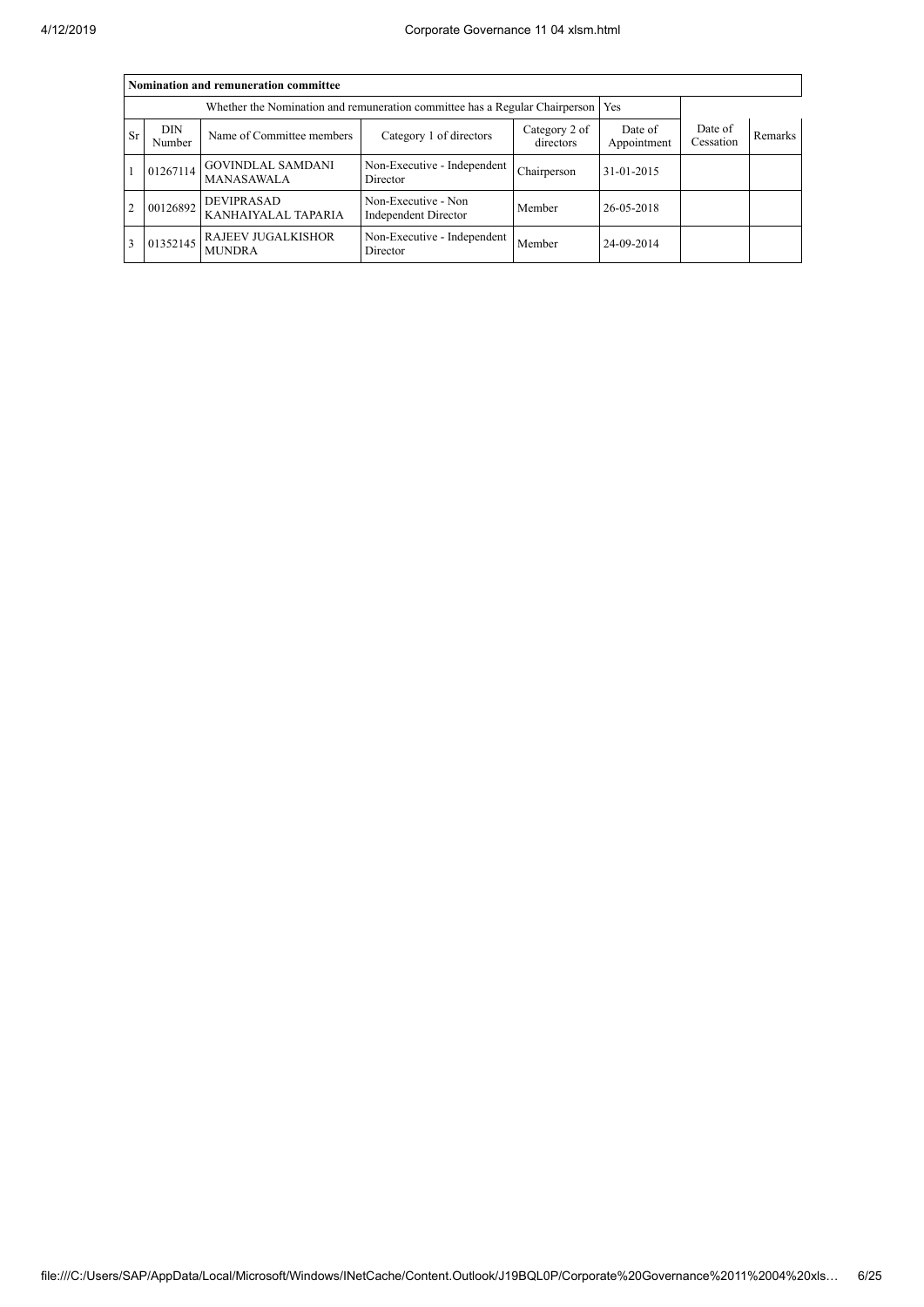| Nomination and remuneration committee | | | | | | | |
|---|---|---|---|---|---|---|---|
| Whether the Nomination and remuneration committee has a Regular Chairperson | | | | | Yes | | |
| Sr | DIN Number | Name of Committee members | Category 1 of directors | Category 2 of directors | Date of Appointment | Date of Cessation | Remarks |
| 1 | 01267114 | GOVINDLAL SAMDANI MANASAWALA | Non-Executive - Independent Director | Chairperson | 31-01-2015 | | |
| 2 | 00126892 | DEVIPRASAD KANHAIYALAL TAPARIA | Non-Executive - Non Independent Director | Member | 26-05-2018 | | |
| 3 | 01352145 | RAJEEV JUGALKISHOR MUNDRA | Non-Executive - Independent Director | Member | 24-09-2014 | | |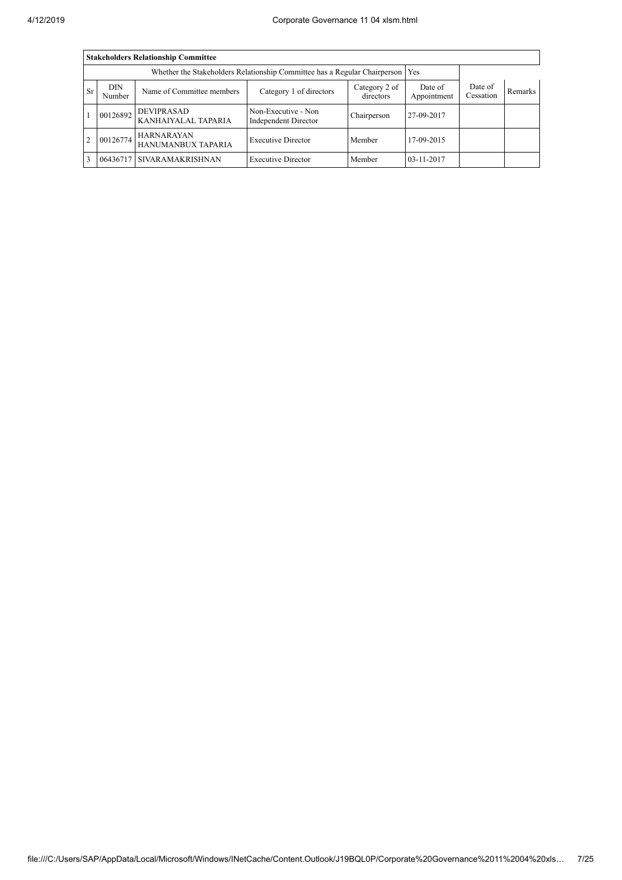| **Stakeholders Relationship Committee** | | | | | | | |
|---|---|---|---|---|---|---|---|
| Whether the Stakeholders Relationship Committee has a Regular Chairperson | | | | | Yes | | |
| Sr | DIN Number | Name of Committee members | Category 1 of directors | Category 2 of directors | Date of Appointment | Date of Cessation | Remarks |
| 1 | 00126892 | DEVIPRASAD KANHAIYALAL TAPARIA | Non-Executive - Non Independent Director | Chairperson | 27-09-2017 | | |
| 2 | 00126774 | HARNARAYAN HANUMANBUX TAPARIA | Executive Director | Member | 17-09-2015 | | |
| 3 | 06436717 | SIVARAMAKRISHNAN | Executive Director | Member | 03-11-2017 | | |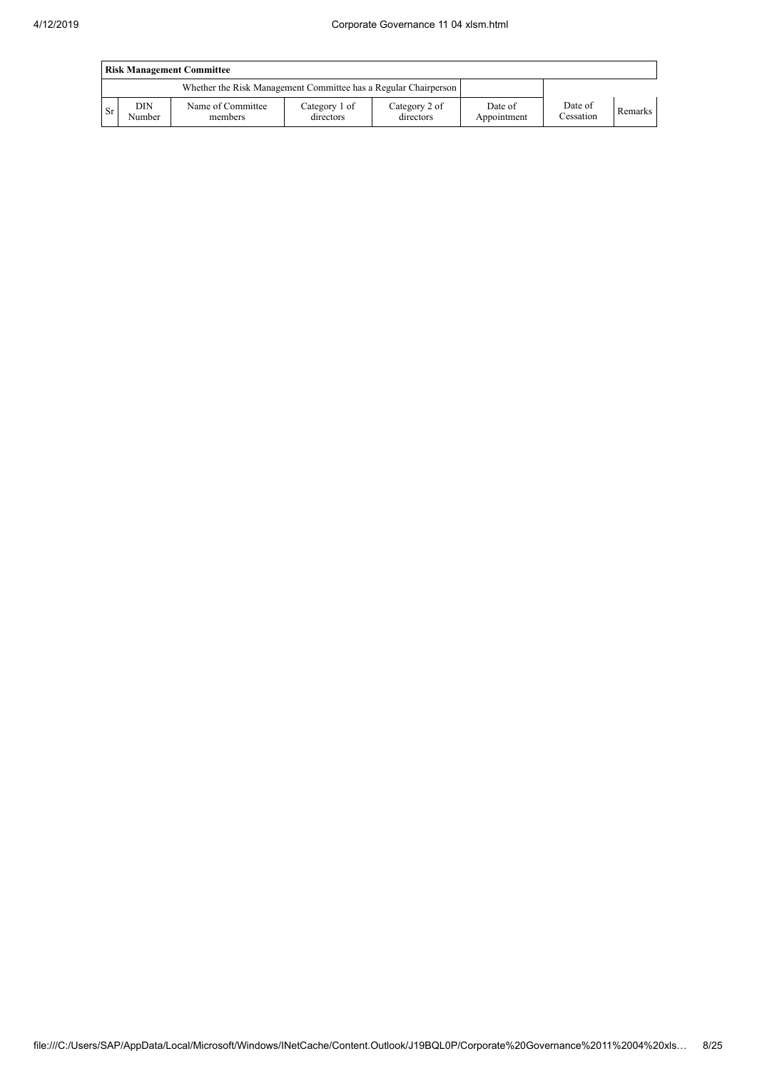| Risk Management Committee | | | | | | | |
|---|---|---|---|---|---|---|---|
| Whether the Risk Management Committee has a Regular Chairperson | | | | | | | |
| Sr | DIN Number | Name of Committee members | Category 1 of directors | Category 2 of directors | Date of Appointment | Date of Cessation | Remarks |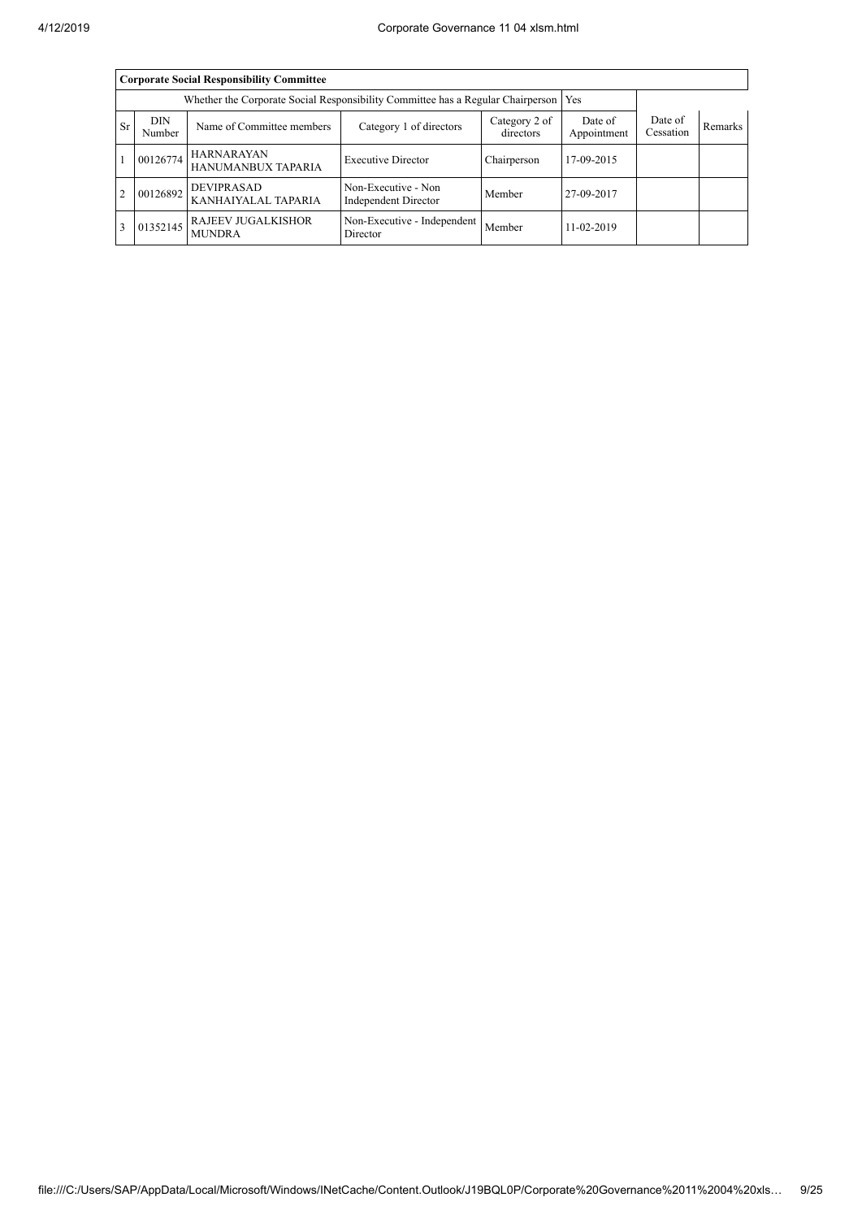| Corporate Social Responsibility Committee | | | | | | | |
|---|---|---|---|---|---|---|---|
| Whether the Corporate Social Responsibility Committee has a Regular Chairperson | | | | | Yes | | |
| Sr | DIN Number | Name of Committee members | Category 1 of directors | Category 2 of directors | Date of Appointment | Date of Cessation | Remarks |
| 1 | 00126774 | HARNARAYAN HANUMANBUX TAPARIA | Executive Director | Chairperson | 17-09-2015 | | |
| 2 | 00126892 | DEVIPRASAD KANHAIYALAL TAPARIA | Non-Executive - Non Independent Director | Member | 27-09-2017 | | |
| 3 | 01352145 | RAJEEV JUGALKISHOR MUNDRA | Non-Executive - Independent Director | Member | 11-02-2019 | | |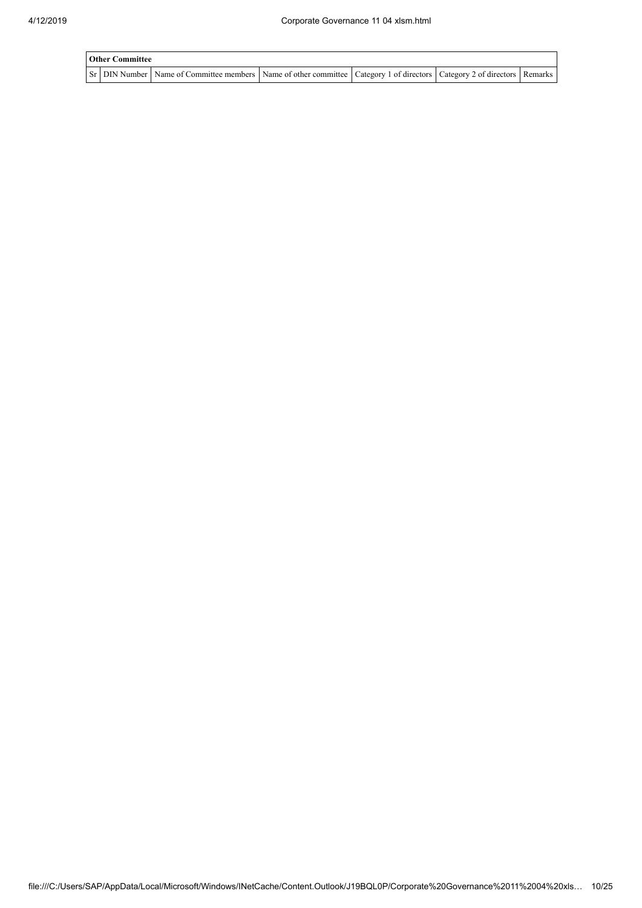| Other Committee | | | | | | |
|---|---|---|---|---|---|---|
| Sr | DIN Number | Name of Committee members | Name of other committee | Category 1 of directors | Category 2 of directors | Remarks |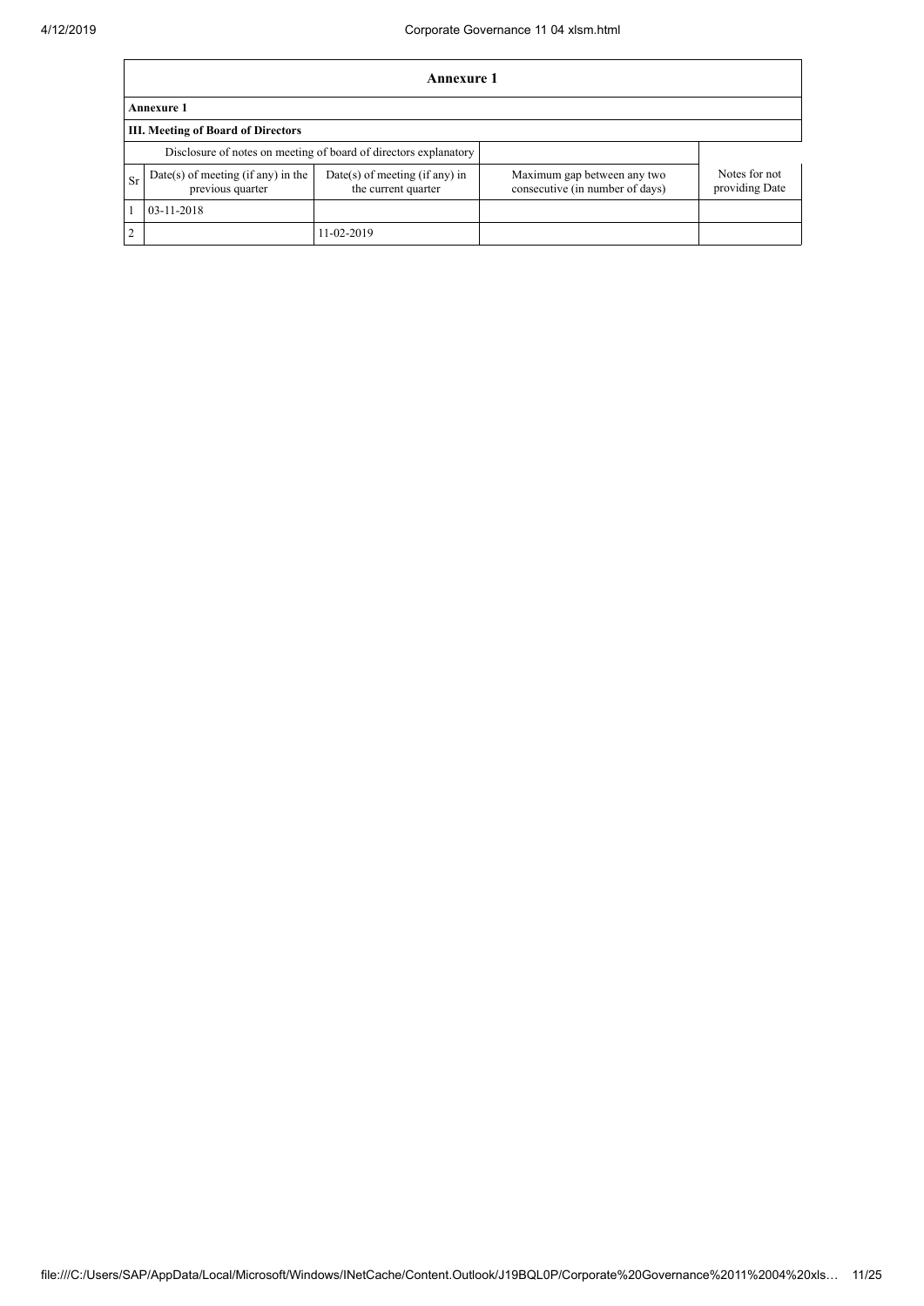| Annexure 1 | | | | |
|---|---|---|---|---|
| **Annexure 1** | | | | |
| **III. Meeting of Board of Directors** | | | | |
| Disclosure of notes on meeting of board of directors explanatory | | | | |
| Sr | Date(s) of meeting (if any) in the previous quarter | Date(s) of meeting (if any) in the current quarter | Maximum gap between any two consecutive (in number of days) | Notes for not providing Date |
| 1 | 03-11-2018 | | | |
| 2 | | 11-02-2019 | | |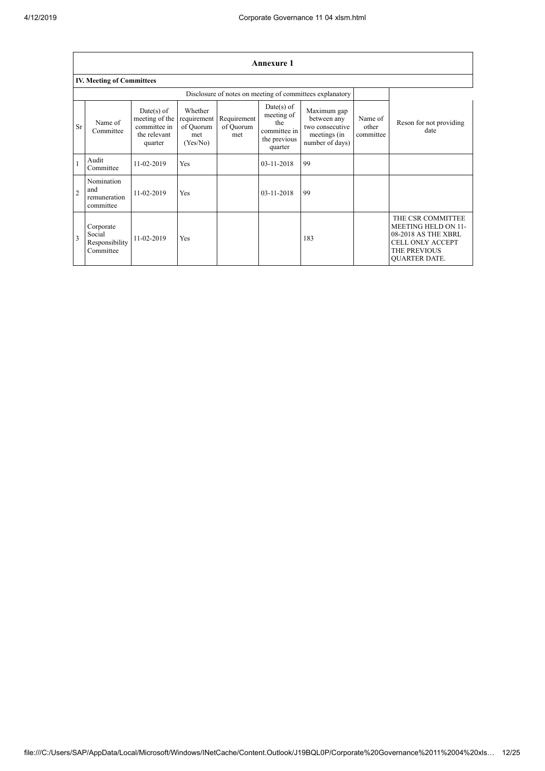## Annexure 1

### IV. Meeting of Committees

| | | | | | | | | |
|---|---|---|---|---|---|---|---|---|
| | | Disclosure of notes on meeting of committees explanatory | | | | | | |
| Sr | Name of Committee | Date(s) of meeting of the committee in the relevant quarter | Whether requirement of Quorum met (Yes/No) | Requirement of Quorum met | Date(s) of meeting of the committee in the previous quarter | Maximum gap between any two consecutive meetings (in number of days) | Name of other committee | Reson for not providing date |
| 1 | Audit Committee | 11-02-2019 | Yes | | 03-11-2018 | 99 | | |
| 2 | Nomination and remuneration committee | 11-02-2019 | Yes | | 03-11-2018 | 99 | | |
| 3 | Corporate Social Responsibility Committee | 11-02-2019 | Yes | | | 183 | | THE CSR COMMITTEE MEETING HELD ON 11-08-2018 AS THE XBRL CELL ONLY ACCEPT THE PREVIOUS QUARTER DATE. |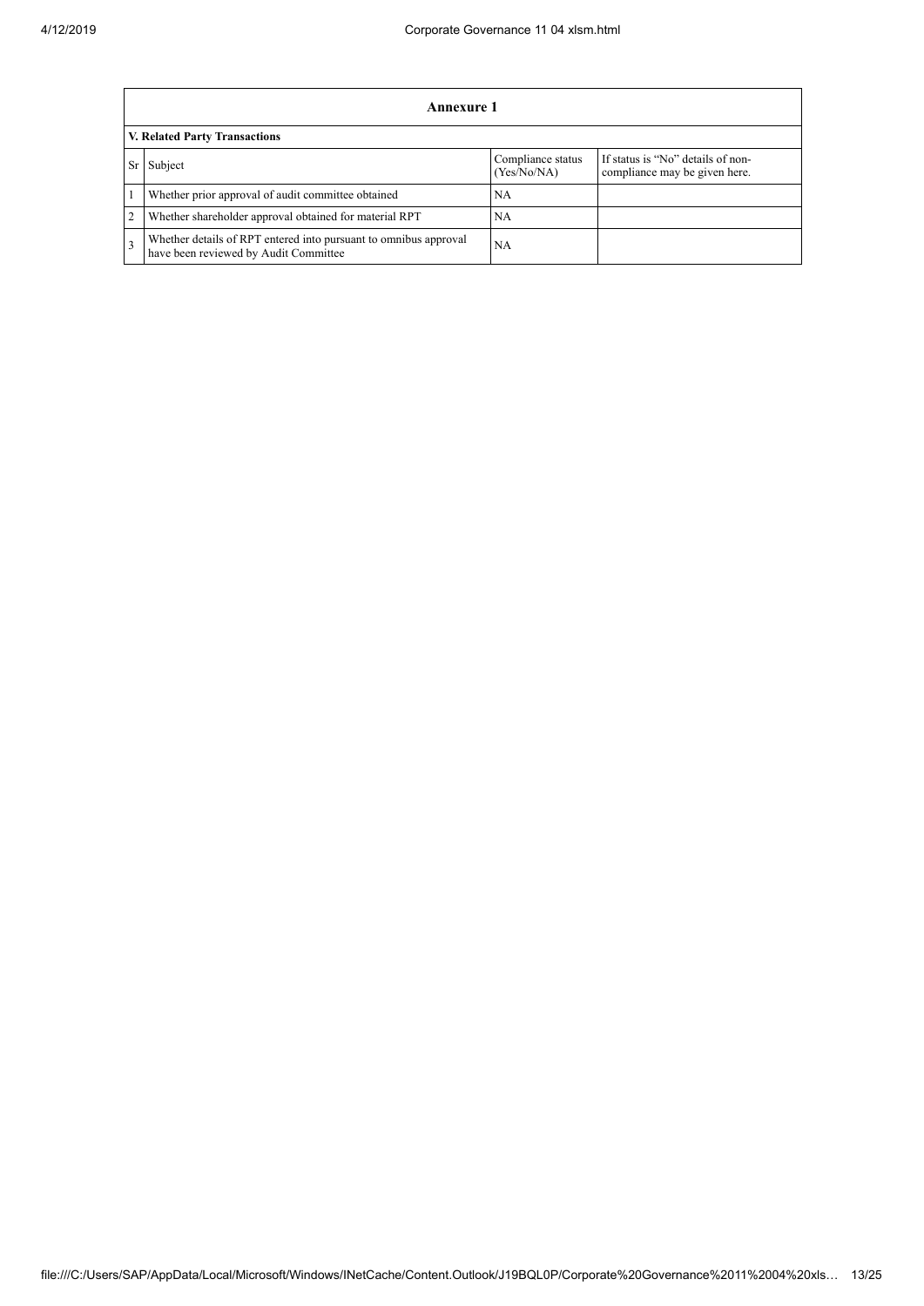| Annexure 1 | | | |
|---|---|---|---|
| **V. Related Party Transactions** | | | |
| Sr | Subject | Compliance status (Yes/No/NA) | If status is "No" details of non-compliance may be given here. |
| 1 | Whether prior approval of audit committee obtained | NA | |
| 2 | Whether shareholder approval obtained for material RPT | NA | |
| 3 | Whether details of RPT entered into pursuant to omnibus approval have been reviewed by Audit Committee | NA | |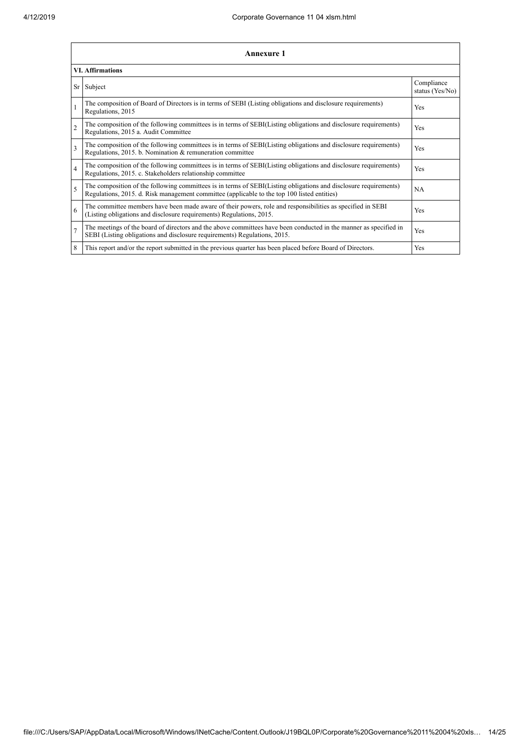| Annexure 1 | | |
|---|---|---|
| **VI. Affirmations** | | |
| Sr | Subject | Compliance status (Yes/No) |
| 1 | The composition of Board of Directors is in terms of SEBI (Listing obligations and disclosure requirements) Regulations, 2015 | Yes |
| 2 | The composition of the following committees is in terms of SEBI(Listing obligations and disclosure requirements) Regulations, 2015 a. Audit Committee | Yes |
| 3 | The composition of the following committees is in terms of SEBI(Listing obligations and disclosure requirements) Regulations, 2015. b. Nomination & remuneration committee | Yes |
| 4 | The composition of the following committees is in terms of SEBI(Listing obligations and disclosure requirements) Regulations, 2015. c. Stakeholders relationship committee | Yes |
| 5 | The composition of the following committees is in terms of SEBI(Listing obligations and disclosure requirements) Regulations, 2015. d. Risk management committee (applicable to the top 100 listed entities) | NA |
| 6 | The committee members have been made aware of their powers, role and responsibilities as specified in SEBI (Listing obligations and disclosure requirements) Regulations, 2015. | Yes |
| 7 | The meetings of the board of directors and the above committees have been conducted in the manner as specified in SEBI (Listing obligations and disclosure requirements) Regulations, 2015. | Yes |
| 8 | This report and/or the report submitted in the previous quarter has been placed before Board of Directors. | Yes |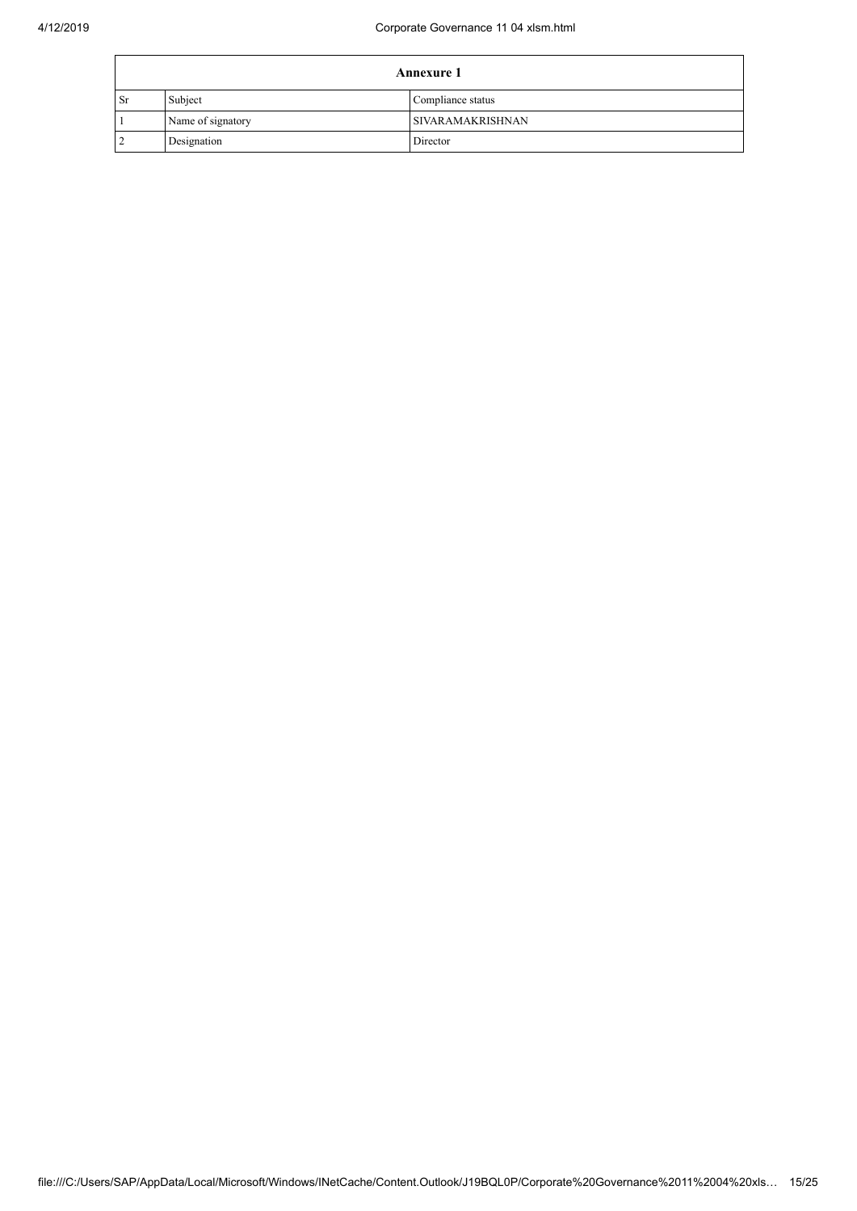| Annexure 1 | | |
|---|---|---|
| Sr | Subject | Compliance status |
| 1 | Name of signatory | SIVARAMAKRISHNAN |
| 2 | Designation | Director |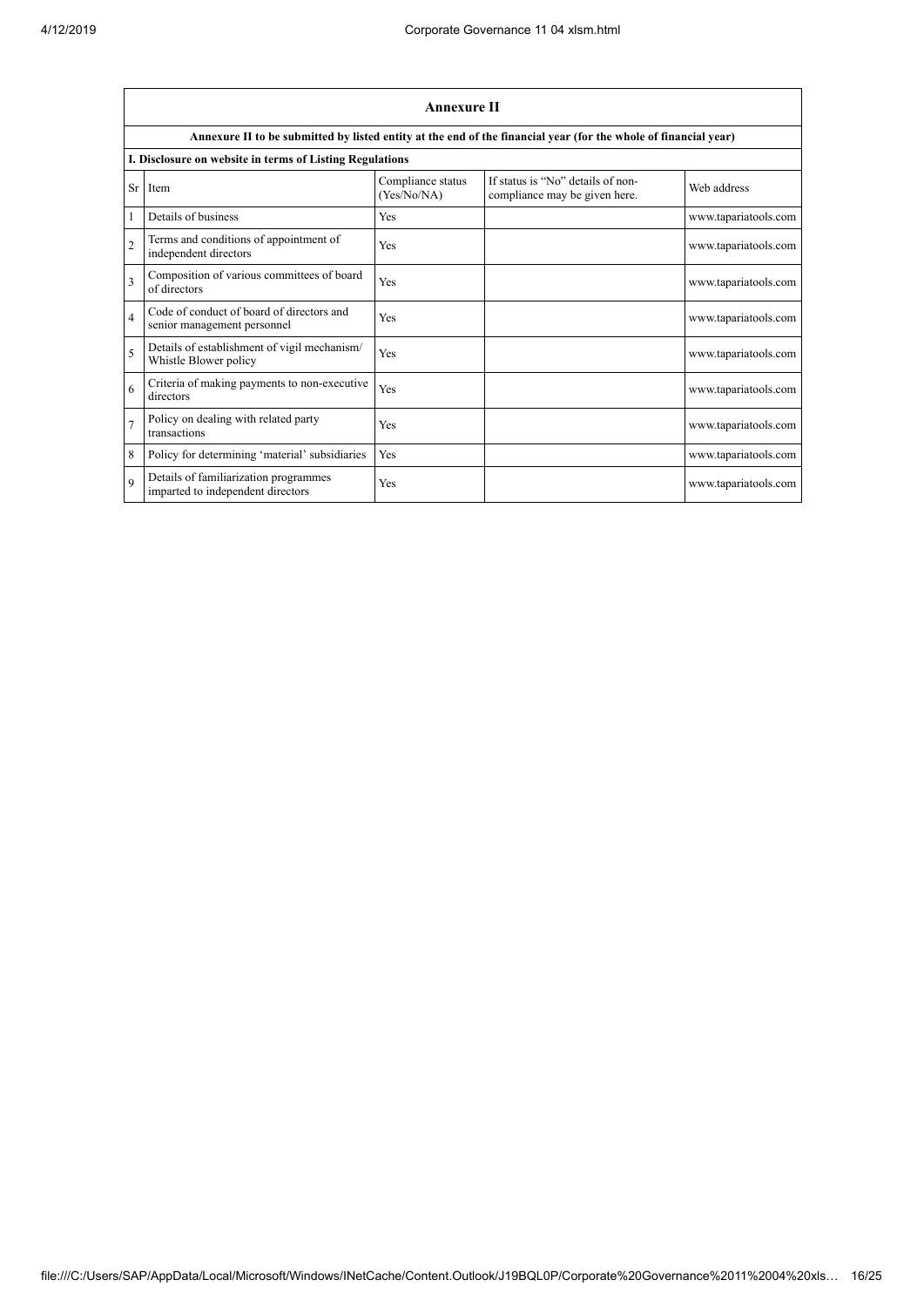## Annexure II

**Annexure II to be submitted by listed entity at the end of the financial year (for the whole of financial year)**

**I. Disclosure on website in terms of Listing Regulations**

| Sr | Item | Compliance status (Yes/No/NA) | If status is "No" details of non-compliance may be given here. | Web address |
|---|---|---|---|---|
| 1 | Details of business | Yes | | www.tapariatools.com |
| 2 | Terms and conditions of appointment of independent directors | Yes | | www.tapariatools.com |
| 3 | Composition of various committees of board of directors | Yes | | www.tapariatools.com |
| 4 | Code of conduct of board of directors and senior management personnel | Yes | | www.tapariatools.com |
| 5 | Details of establishment of vigil mechanism/ Whistle Blower policy | Yes | | www.tapariatools.com |
| 6 | Criteria of making payments to non-executive directors | Yes | | www.tapariatools.com |
| 7 | Policy on dealing with related party transactions | Yes | | www.tapariatools.com |
| 8 | Policy for determining 'material' subsidiaries | Yes | | www.tapariatools.com |
| 9 | Details of familiarization programmes imparted to independent directors | Yes | | www.tapariatools.com |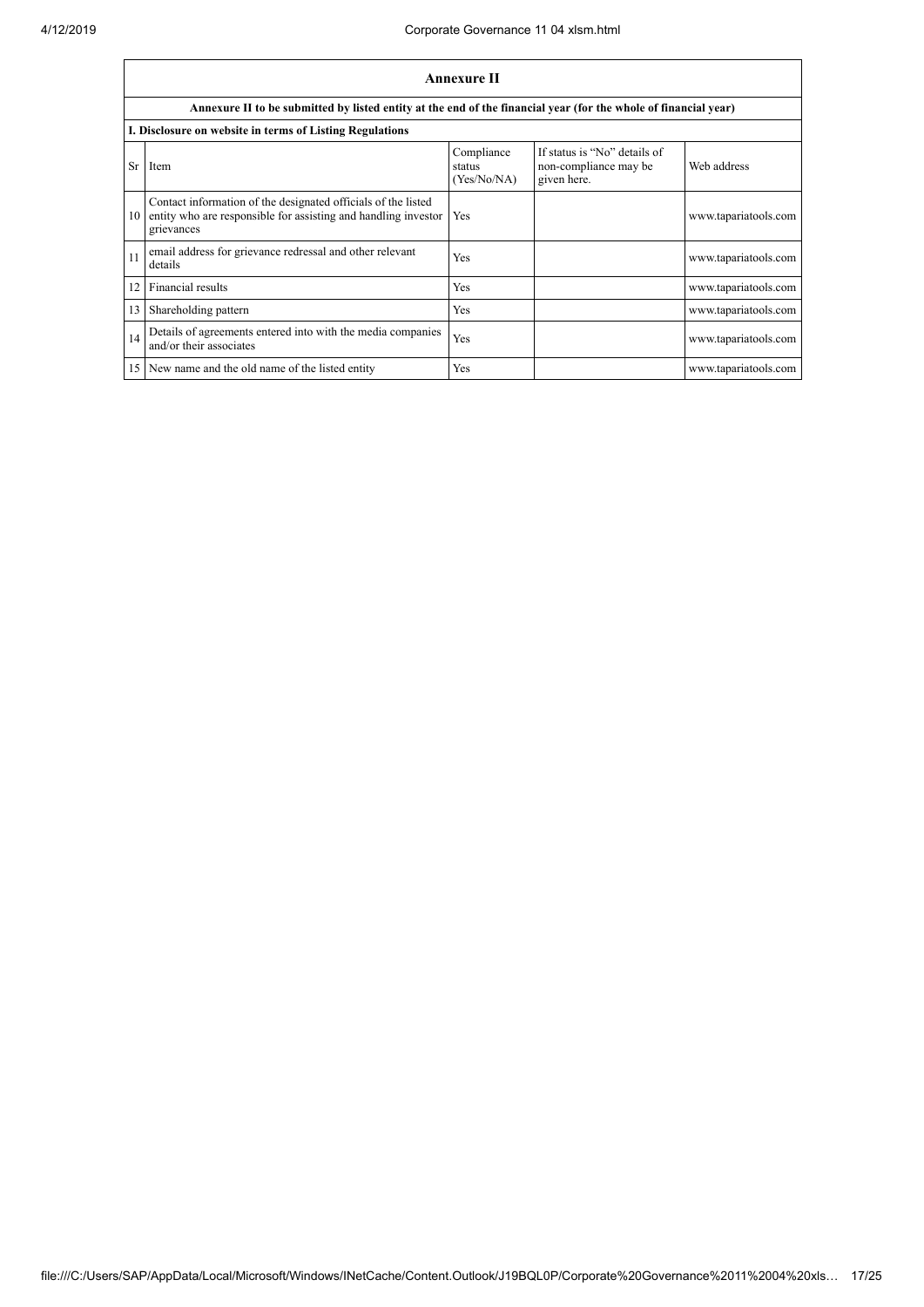| Annexure II | | | | |
|---|---|---|---|---|
| **Annexure II to be submitted by listed entity at the end of the financial year (for the whole of financial year)** | | | | |
| **I. Disclosure on website in terms of Listing Regulations** | | | | |
| Sr | Item | Compliance status (Yes/No/NA) | If status is "No" details of non-compliance may be given here. | Web address |
| 10 | Contact information of the designated officials of the listed entity who are responsible for assisting and handling investor grievances | Yes | | www.tapariatools.com |
| 11 | email address for grievance redressal and other relevant details | Yes | | www.tapariatools.com |
| 12 | Financial results | Yes | | www.tapariatools.com |
| 13 | Shareholding pattern | Yes | | www.tapariatools.com |
| 14 | Details of agreements entered into with the media companies and/or their associates | Yes | | www.tapariatools.com |
| 15 | New name and the old name of the listed entity | Yes | | www.tapariatools.com |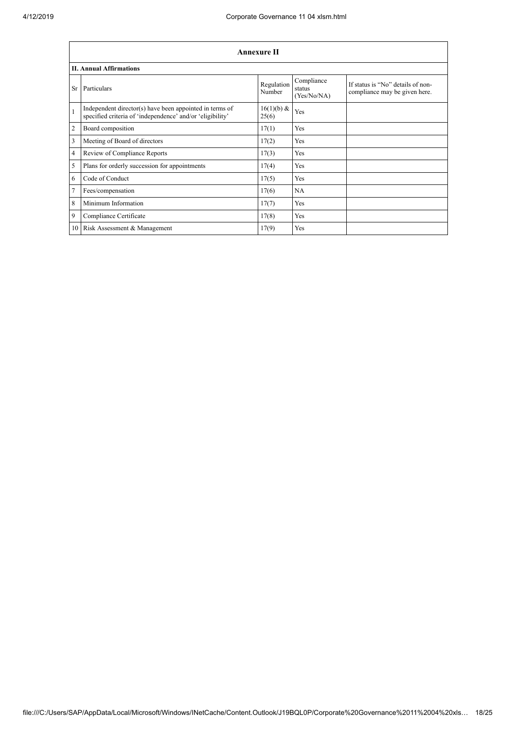| Annexure II | | | | |
|---|---|---|---|---|
| **II. Annual Affirmations** | | | | |
| Sr | Particulars | Regulation Number | Compliance status (Yes/No/NA) | If status is "No" details of non-compliance may be given here. |
| 1 | Independent director(s) have been appointed in terms of specified criteria of 'independence' and/or 'eligibility' | 16(1)(b) & 25(6) | Yes | |
| 2 | Board composition | 17(1) | Yes | |
| 3 | Meeting of Board of directors | 17(2) | Yes | |
| 4 | Review of Compliance Reports | 17(3) | Yes | |
| 5 | Plans for orderly succession for appointments | 17(4) | Yes | |
| 6 | Code of Conduct | 17(5) | Yes | |
| 7 | Fees/compensation | 17(6) | NA | |
| 8 | Minimum Information | 17(7) | Yes | |
| 9 | Compliance Certificate | 17(8) | Yes | |
| 10 | Risk Assessment & Management | 17(9) | Yes | |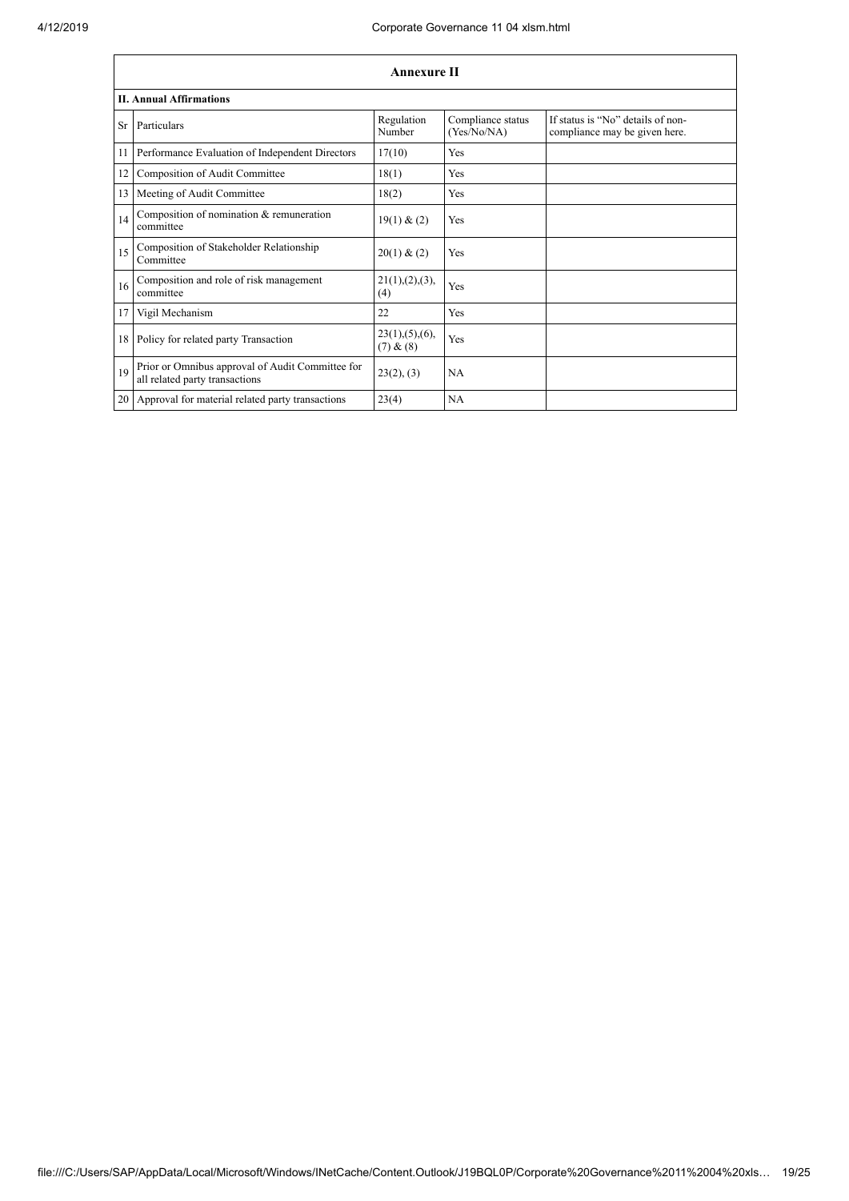| Annexure II | | | | |
|---|---|---|---|---|
| **II. Annual Affirmations** | | | | |
| Sr | Particulars | Regulation Number | Compliance status (Yes/No/NA) | If status is "No" details of non-compliance may be given here. |
| 11 | Performance Evaluation of Independent Directors | 17(10) | Yes | |
| 12 | Composition of Audit Committee | 18(1) | Yes | |
| 13 | Meeting of Audit Committee | 18(2) | Yes | |
| 14 | Composition of nomination & remuneration committee | 19(1) & (2) | Yes | |
| 15 | Composition of Stakeholder Relationship Committee | 20(1) & (2) | Yes | |
| 16 | Composition and role of risk management committee | 21(1),(2),(3),(4) | Yes | |
| 17 | Vigil Mechanism | 22 | Yes | |
| 18 | Policy for related party Transaction | 23(1),(5),(6),(7) & (8) | Yes | |
| 19 | Prior or Omnibus approval of Audit Committee for all related party transactions | 23(2), (3) | NA | |
| 20 | Approval for material related party transactions | 23(4) | NA | |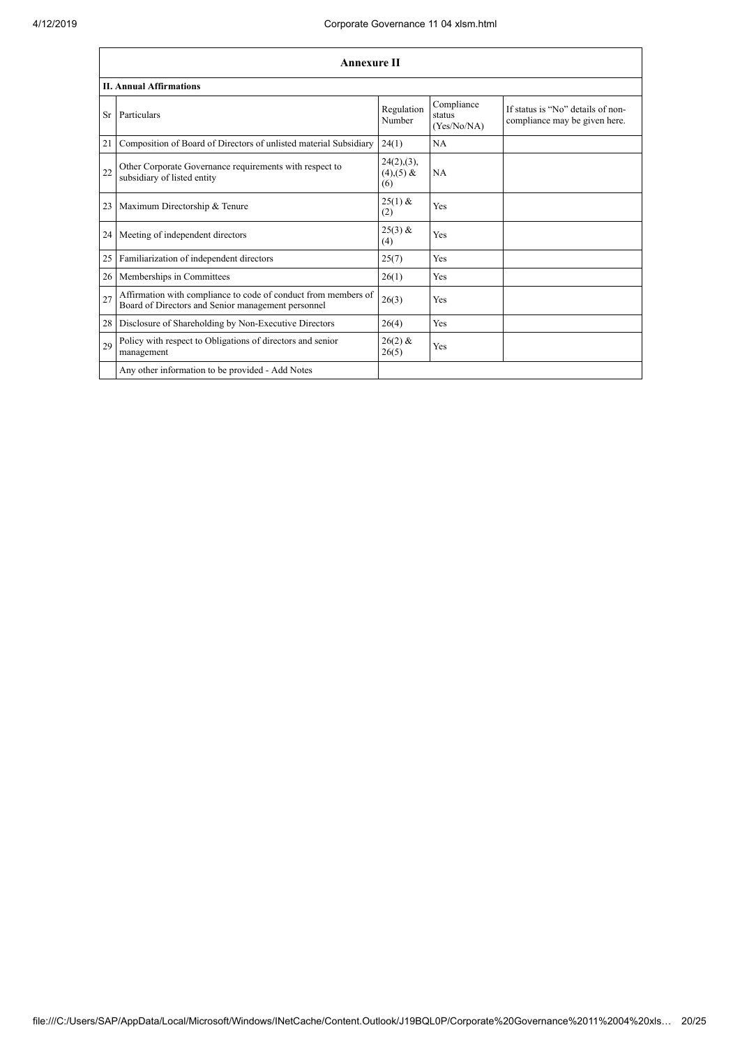## Annexure II

### II. Annual Affirmations

| Sr | Particulars | Regulation Number | Compliance status (Yes/No/NA) | If status is "No" details of non-compliance may be given here. |
|---|---|---|---|---|
| 21 | Composition of Board of Directors of unlisted material Subsidiary | 24(1) | NA | |
| 22 | Other Corporate Governance requirements with respect to subsidiary of listed entity | 24(2),(3),(4),(5) & (6) | NA | |
| 23 | Maximum Directorship & Tenure | 25(1) & (2) | Yes | |
| 24 | Meeting of independent directors | 25(3) & (4) | Yes | |
| 25 | Familiarization of independent directors | 25(7) | Yes | |
| 26 | Memberships in Committees | 26(1) | Yes | |
| 27 | Affirmation with compliance to code of conduct from members of Board of Directors and Senior management personnel | 26(3) | Yes | |
| 28 | Disclosure of Shareholding by Non-Executive Directors | 26(4) | Yes | |
| 29 | Policy with respect to Obligations of directors and senior management | 26(2) & 26(5) | Yes | |
| | Any other information to be provided - Add Notes | | | |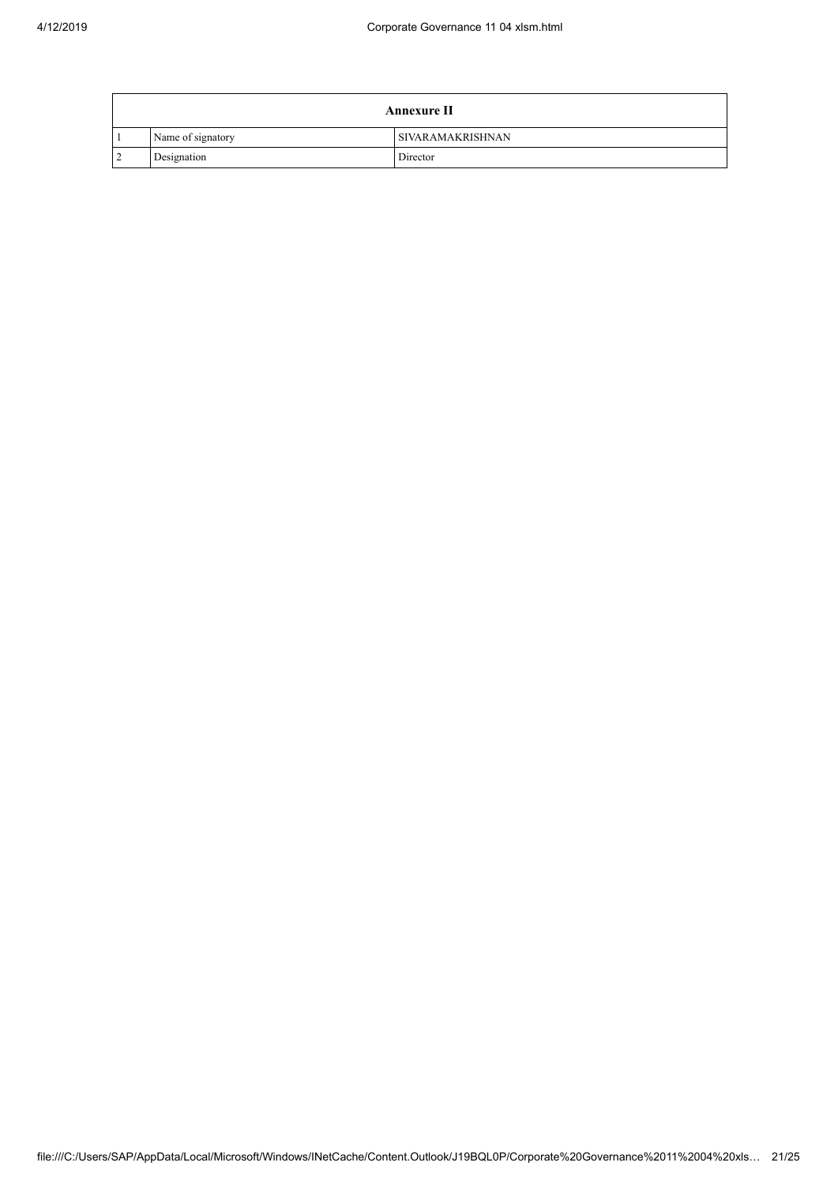| Annexure II | | |
|---|---|---|
| 1 | Name of signatory | SIVARAMAKRISHNAN |
| 2 | Designation | Director |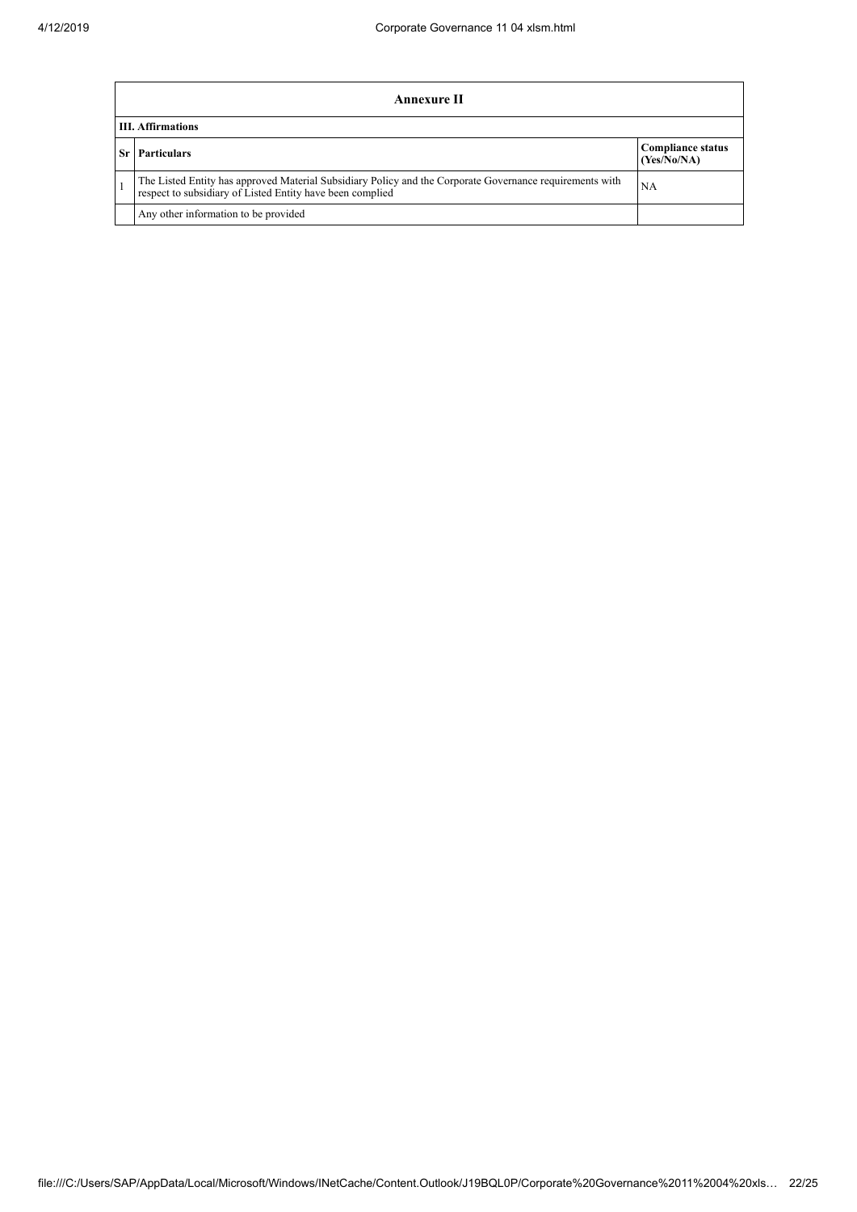| Annexure II | | |
|---|---|---|
| **III. Affirmations** | | |
| **Sr** | **Particulars** | **Compliance status (Yes/No/NA)** |
| 1 | The Listed Entity has approved Material Subsidiary Policy and the Corporate Governance requirements with respect to subsidiary of Listed Entity have been complied | NA |
| | Any other information to be provided | |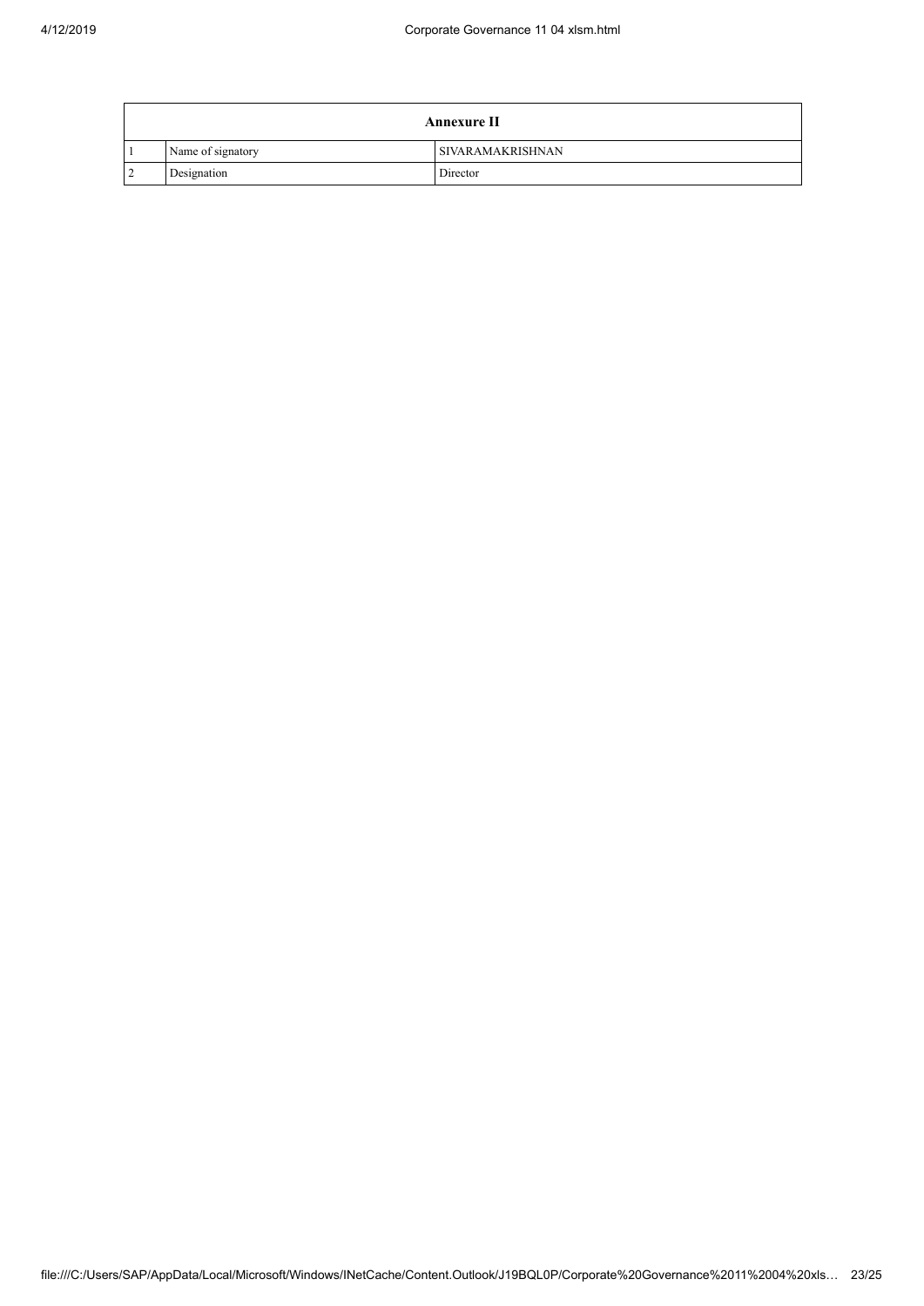| Annexure II | | |
|---|---|---|
| 1 | Name of signatory | SIVARAMAKRISHNAN |
| 2 | Designation | Director |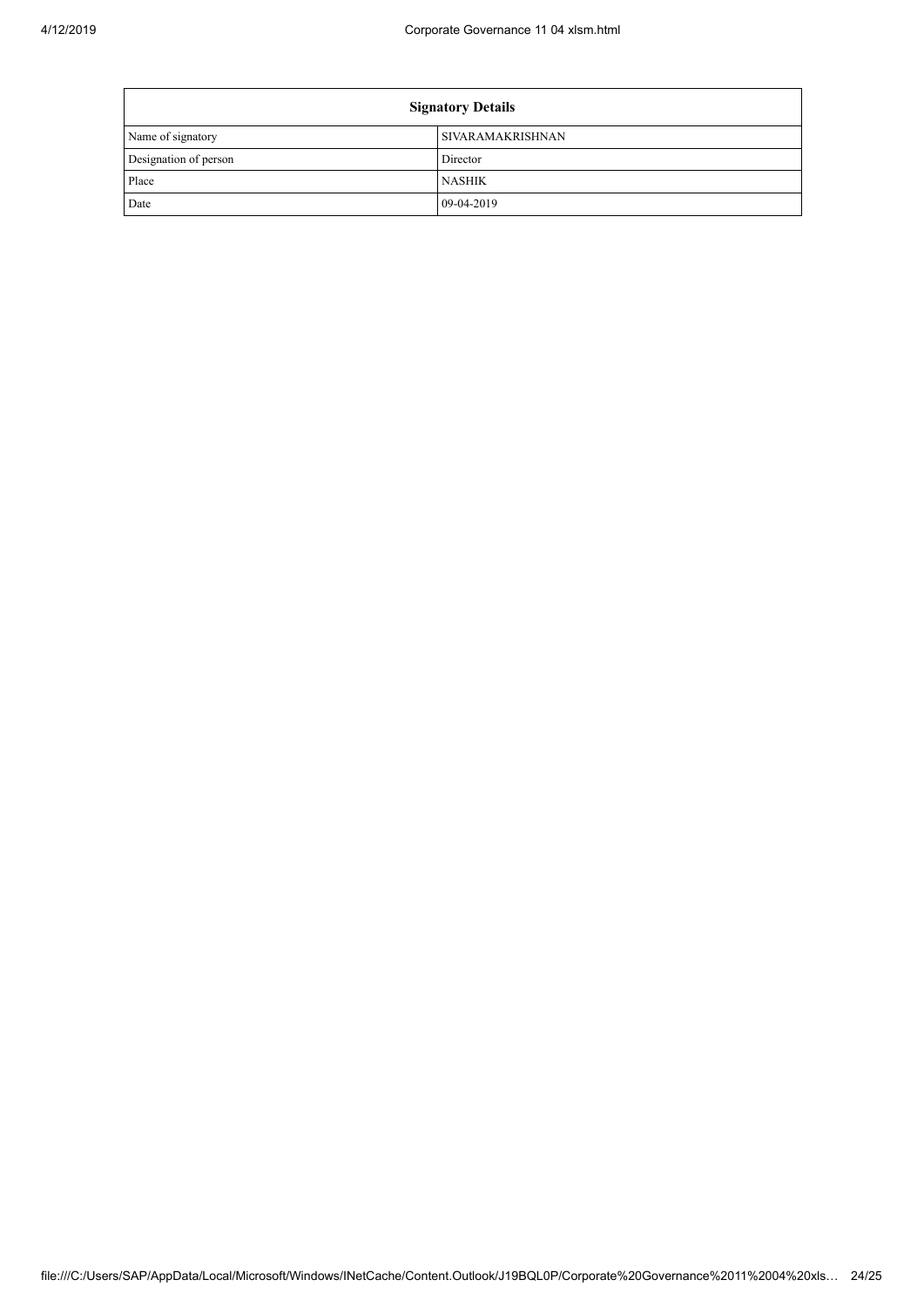| Signatory Details | |
|---|---|
| Name of signatory | SIVARAMAKRISHNAN |
| Designation of person | Director |
| Place | NASHIK |
| Date | 09-04-2019 |